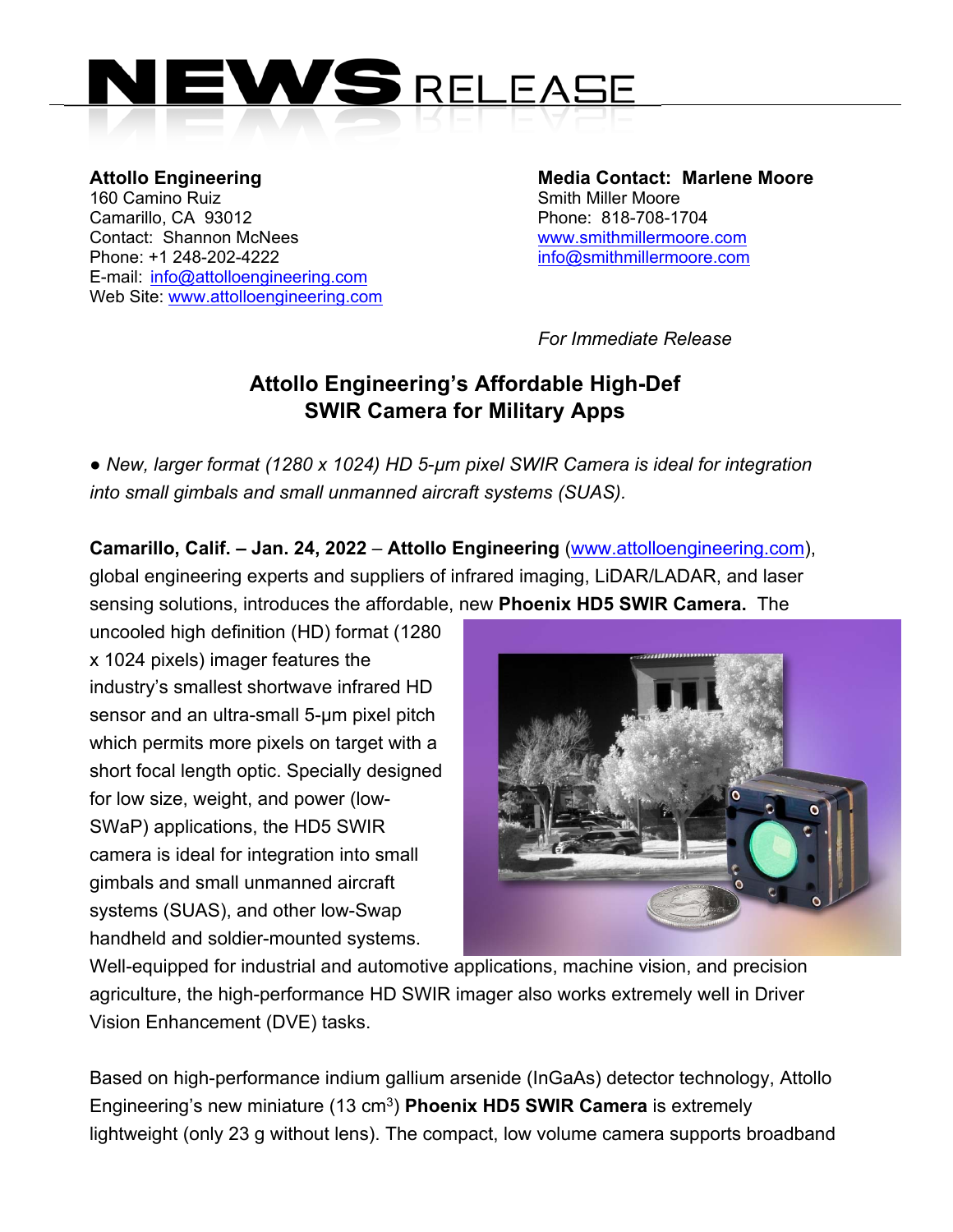# NEWS RELEASE

**Attollo Engineering**
160 Camino Ruiz
Camarillo, CA 93012
Contact: Shannon McNees
Phone: +1 248-202-4222
E-mail: info@attolloengineering.com
Web Site: www.attolloengineering.com

**Media Contact: Marlene Moore**
Smith Miller Moore
Phone: 818-708-1704
www.smithmillermoore.com
info@smithmillermoore.com

*For Immediate Release*

## Attollo Engineering's Affordable High-Def SWIR Camera for Military Apps

● *New, larger format (1280 x 1024) HD 5-µm pixel SWIR Camera is ideal for integration into small gimbals and small unmanned aircraft systems (SUAS).*

**Camarillo, Calif. – Jan. 24, 2022** – **Attollo Engineering** (www.attolloengineering.com), global engineering experts and suppliers of infrared imaging, LiDAR/LADAR, and laser sensing solutions, introduces the affordable, new **Phoenix HD5 SWIR Camera.** The uncooled high definition (HD) format (1280 x 1024 pixels) imager features the industry's smallest shortwave infrared HD sensor and an ultra-small 5-µm pixel pitch which permits more pixels on target with a short focal length optic. Specially designed for low size, weight, and power (low-SWaP) applications, the HD5 SWIR camera is ideal for integration into small gimbals and small unmanned aircraft systems (SUAS), and other low-Swap handheld and soldier-mounted systems. Well-equipped for industrial and automotive applications, machine vision, and precision agriculture, the high-performance HD SWIR imager also works extremely well in Driver Vision Enhancement (DVE) tasks.

Based on high-performance indium gallium arsenide (InGaAs) detector technology, Attollo Engineering's new miniature (13 cm$^3$) **Phoenix HD5 SWIR Camera** is extremely lightweight (only 23 g without lens). The compact, low volume camera supports broadband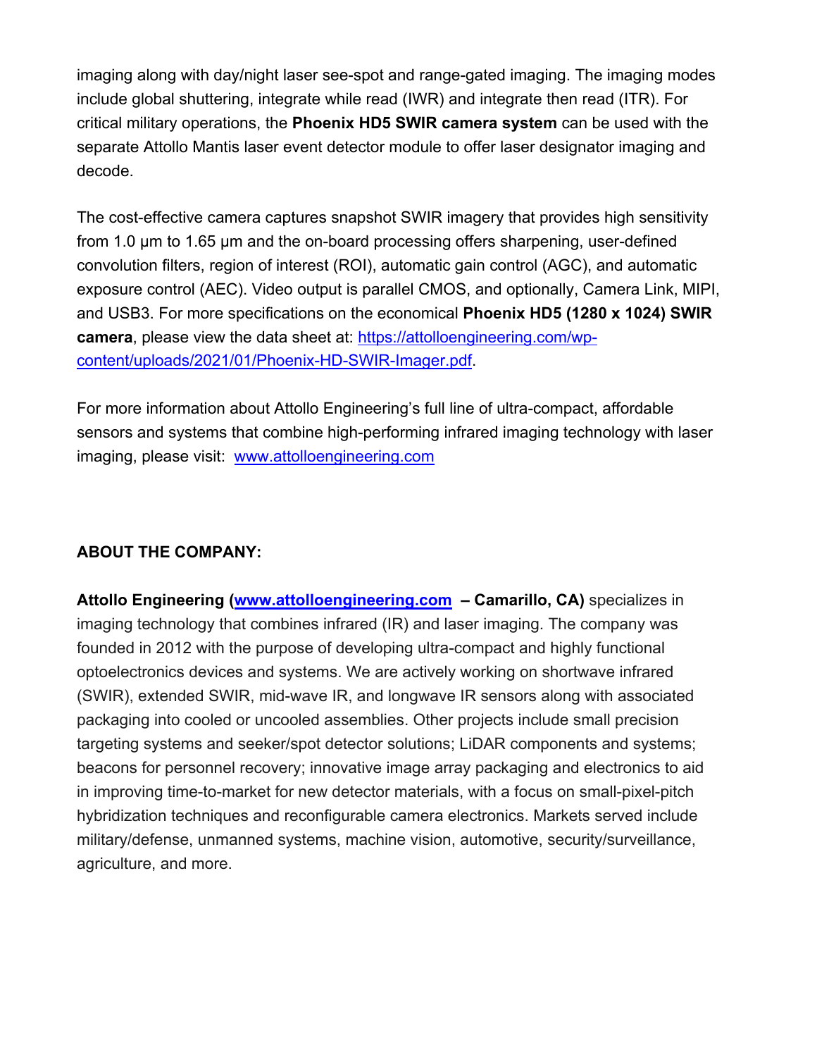imaging along with day/night laser see-spot and range-gated imaging. The imaging modes include global shuttering, integrate while read (IWR) and integrate then read (ITR). For critical military operations, the **Phoenix HD5 SWIR camera system** can be used with the separate Attollo Mantis laser event detector module to offer laser designator imaging and decode.

The cost-effective camera captures snapshot SWIR imagery that provides high sensitivity from 1.0 µm to 1.65 µm and the on-board processing offers sharpening, user-defined convolution filters, region of interest (ROI), automatic gain control (AGC), and automatic exposure control (AEC). Video output is parallel CMOS, and optionally, Camera Link, MIPI, and USB3. For more specifications on the economical **Phoenix HD5 (1280 x 1024) SWIR camera**, please view the data sheet at: [https://attolloengineering.com/wp-content/uploads/2021/01/Phoenix-HD-SWIR-Imager.pdf](https://attolloengineering.com/wp-content/uploads/2021/01/Phoenix-HD-SWIR-Imager.pdf).

For more information about Attollo Engineering's full line of ultra-compact, affordable sensors and systems that combine high-performing infrared imaging technology with laser imaging, please visit: [www.attolloengineering.com](http://www.attolloengineering.com)

**ABOUT THE COMPANY:**

**Attollo Engineering ([www.attolloengineering.com](http://www.attolloengineering.com) – Camarillo, CA)** specializes in imaging technology that combines infrared (IR) and laser imaging. The company was founded in 2012 with the purpose of developing ultra-compact and highly functional optoelectronics devices and systems. We are actively working on shortwave infrared (SWIR), extended SWIR, mid-wave IR, and longwave IR sensors along with associated packaging into cooled or uncooled assemblies. Other projects include small precision targeting systems and seeker/spot detector solutions; LiDAR components and systems; beacons for personnel recovery; innovative image array packaging and electronics to aid in improving time-to-market for new detector materials, with a focus on small-pixel-pitch hybridization techniques and reconfigurable camera electronics. Markets served include military/defense, unmanned systems, machine vision, automotive, security/surveillance, agriculture, and more.